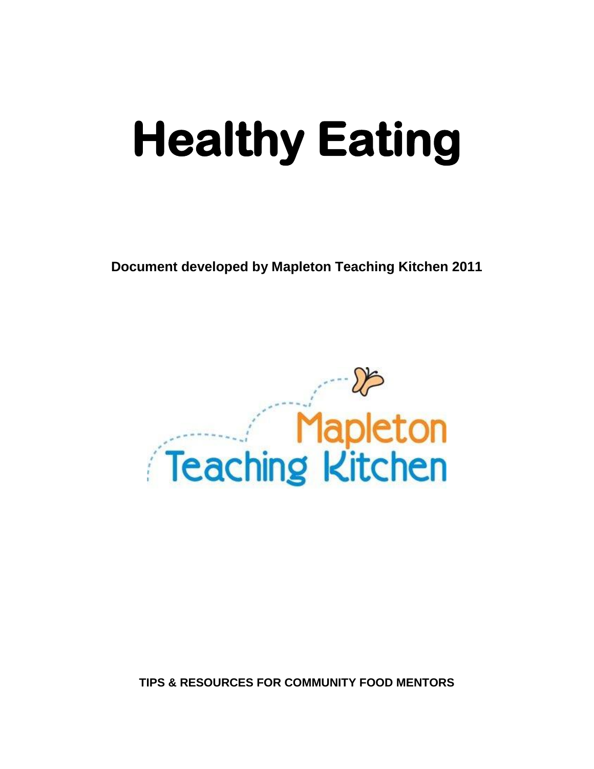# Healthy Eating

**Document developed by Mapleton Teaching Kitchen 2011**

Mapleton Teaching Kitchen

**TIPS & RESOURCES FOR COMMUNITY FOOD MENTORS**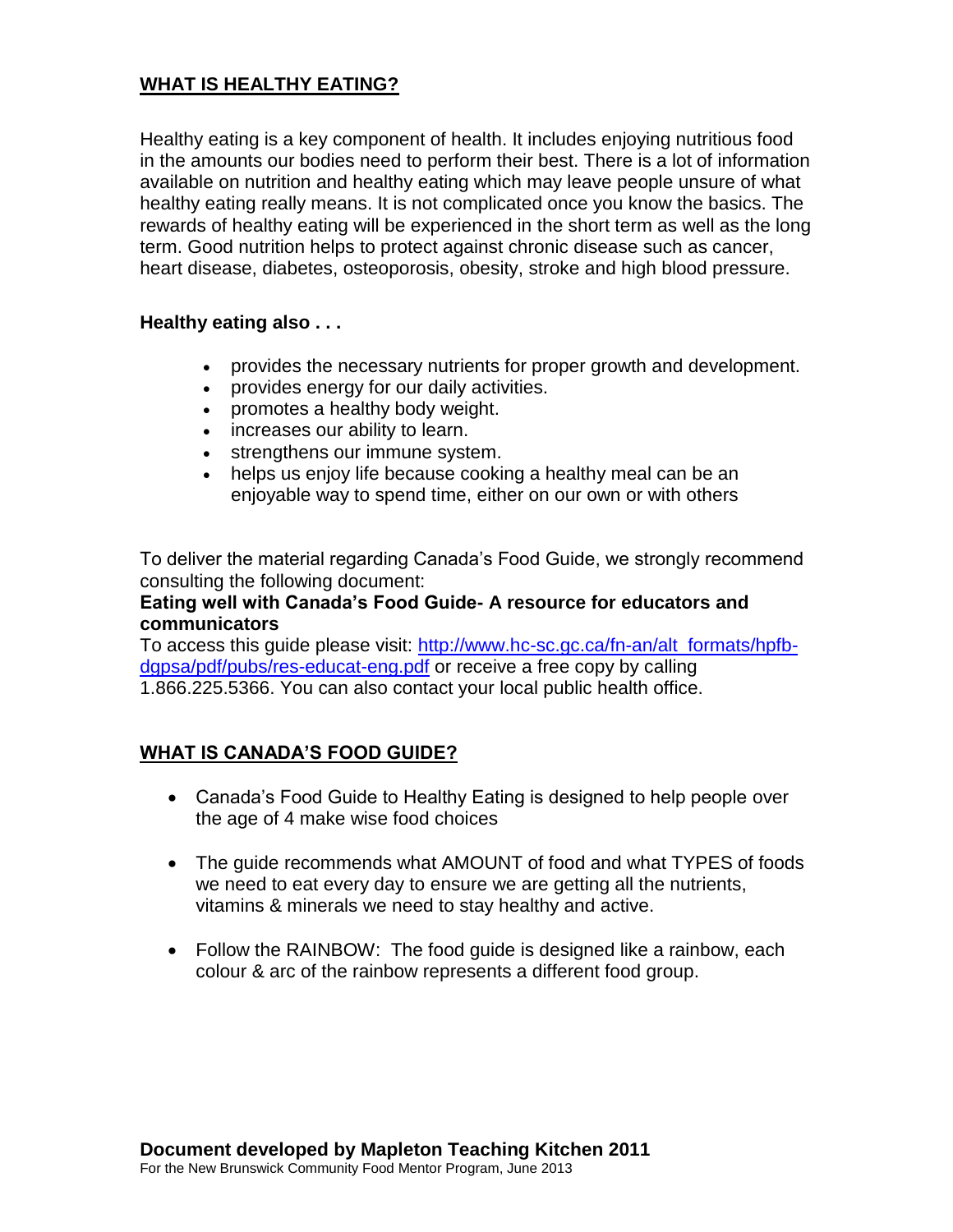## WHAT IS HEALTHY EATING?

Healthy eating is a key component of health. It includes enjoying nutritious food in the amounts our bodies need to perform their best. There is a lot of information available on nutrition and healthy eating which may leave people unsure of what healthy eating really means. It is not complicated once you know the basics. The rewards of healthy eating will be experienced in the short term as well as the long term. Good nutrition helps to protect against chronic disease such as cancer, heart disease, diabetes, osteoporosis, obesity, stroke and high blood pressure.

**Healthy eating also . . .**

- provides the necessary nutrients for proper growth and development.
- provides energy for our daily activities.
- promotes a healthy body weight.
- increases our ability to learn.
- strengthens our immune system.
- helps us enjoy life because cooking a healthy meal can be an enjoyable way to spend time, either on our own or with others

To deliver the material regarding Canada's Food Guide, we strongly recommend consulting the following document:
**Eating well with Canada's Food Guide- A resource for educators and communicators**
To access this guide please visit: [http://www.hc-sc.gc.ca/fn-an/alt_formats/hpfb-dgpsa/pdf/pubs/res-educat-eng.pdf](http://www.hc-sc.gc.ca/fn-an/alt_formats/hpfb-dgpsa/pdf/pubs/res-educat-eng.pdf) or receive a free copy by calling 1.866.225.5366. You can also contact your local public health office.

## WHAT IS CANADA'S FOOD GUIDE?

- Canada's Food Guide to Healthy Eating is designed to help people over the age of 4 make wise food choices
- The guide recommends what AMOUNT of food and what TYPES of foods we need to eat every day to ensure we are getting all the nutrients, vitamins & minerals we need to stay healthy and active.
- Follow the RAINBOW: The food guide is designed like a rainbow, each colour & arc of the rainbow represents a different food group.

**Document developed by Mapleton Teaching Kitchen 2011**
For the New Brunswick Community Food Mentor Program, June 2013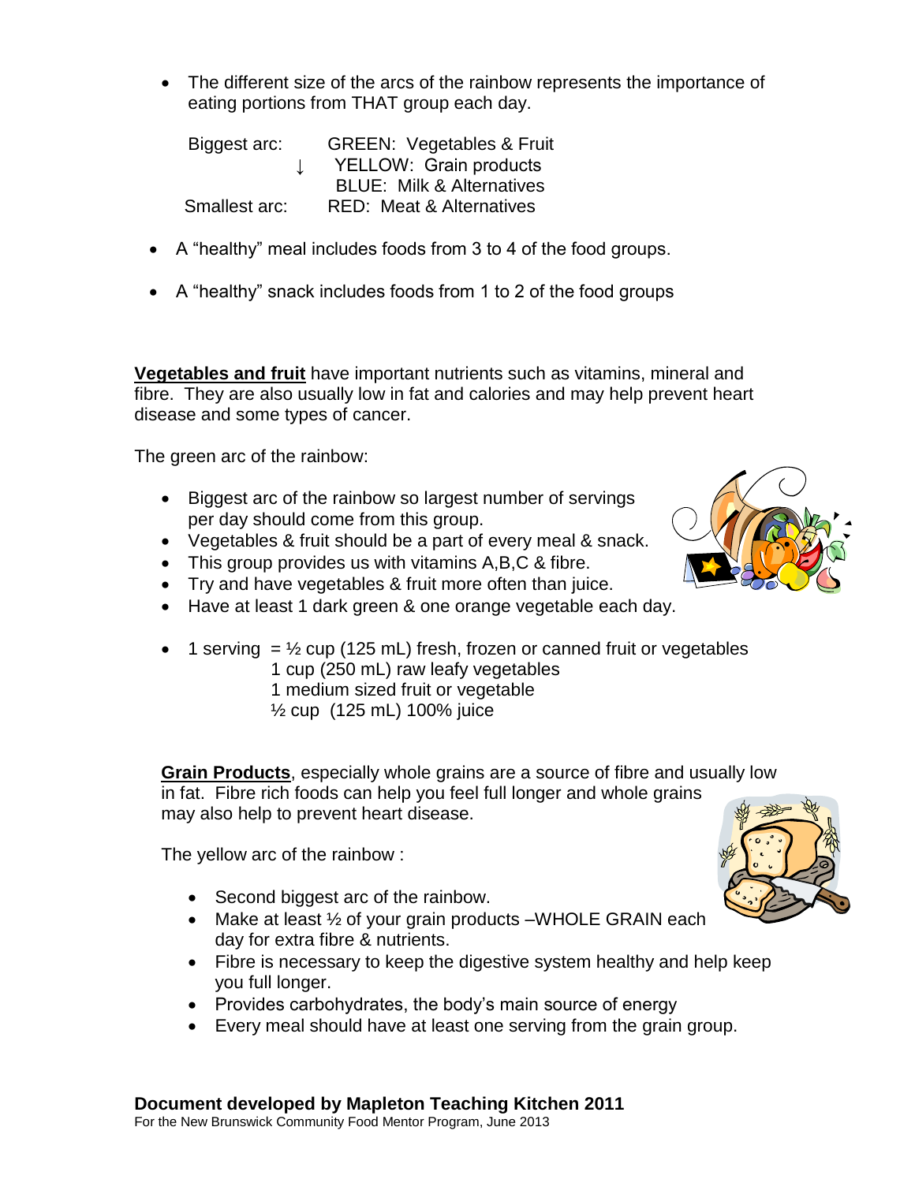- The different size of the arcs of the rainbow represents the importance of eating portions from THAT group each day.

| | |
|---|---|
| Biggest arc: | GREEN: Vegetables & Fruit |
| ↓ | YELLOW: Grain products |
| | BLUE: Milk & Alternatives |
| Smallest arc: | RED: Meat & Alternatives |

- A "healthy" meal includes foods from 3 to 4 of the food groups.
- A "healthy" snack includes foods from 1 to 2 of the food groups

**Vegetables and fruit** have important nutrients such as vitamins, mineral and fibre. They are also usually low in fat and calories and may help prevent heart disease and some types of cancer.

The green arc of the rainbow:

- Biggest arc of the rainbow so largest number of servings per day should come from this group.
- Vegetables & fruit should be a part of every meal & snack.
- This group provides us with vitamins A,B,C & fibre.
- Try and have vegetables & fruit more often than juice.
- Have at least 1 dark green & one orange vegetable each day.

- 1 serving = ½ cup (125 mL) fresh, frozen or canned fruit or vegetables
  1 cup (250 mL) raw leafy vegetables
  1 medium sized fruit or vegetable
  ½ cup (125 mL) 100% juice

**Grain Products**, especially whole grains are a source of fibre and usually low in fat. Fibre rich foods can help you feel full longer and whole grains may also help to prevent heart disease.

The yellow arc of the rainbow :

- Second biggest arc of the rainbow.
- Make at least ½ of your grain products –WHOLE GRAIN each day for extra fibre & nutrients.
- Fibre is necessary to keep the digestive system healthy and help keep you full longer.
- Provides carbohydrates, the body's main source of energy
- Every meal should have at least one serving from the grain group.

**Document developed by Mapleton Teaching Kitchen 2011**
For the New Brunswick Community Food Mentor Program, June 2013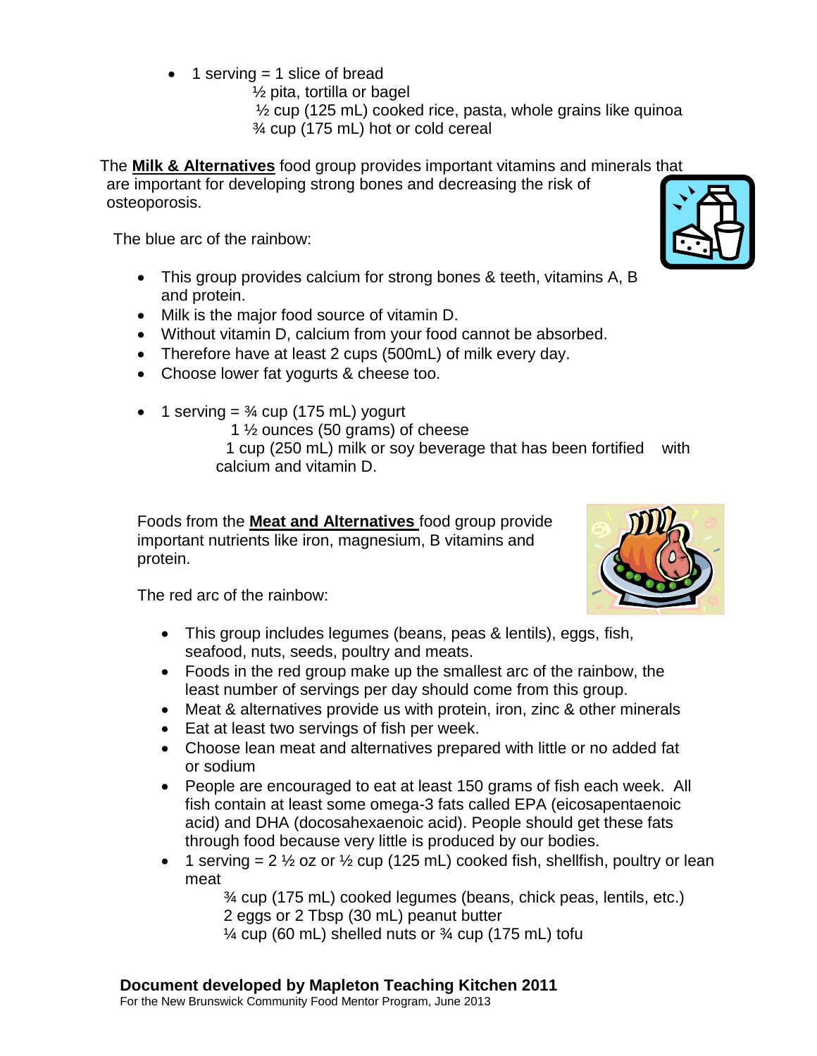- 1 serving = 1 slice of bread
  ½ pita, tortilla or bagel
  ½ cup (125 mL) cooked rice, pasta, whole grains like quinoa
  ¾ cup (175 mL) hot or cold cereal

The **Milk & Alternatives** food group provides important vitamins and minerals that are important for developing strong bones and decreasing the risk of osteoporosis.

The blue arc of the rainbow:

- This group provides calcium for strong bones & teeth, vitamins A, B and protein.
- Milk is the major food source of vitamin D.
- Without vitamin D, calcium from your food cannot be absorbed.
- Therefore have at least 2 cups (500mL) of milk every day.
- Choose lower fat yogurts & cheese too.

- 1 serving = ¾ cup (175 mL) yogurt
  1 ½ ounces (50 grams) of cheese
  1 cup (250 mL) milk or soy beverage that has been fortified with calcium and vitamin D.

Foods from the **Meat and Alternatives** food group provide important nutrients like iron, magnesium, B vitamins and protein.

The red arc of the rainbow:

- This group includes legumes (beans, peas & lentils), eggs, fish, seafood, nuts, seeds, poultry and meats.
- Foods in the red group make up the smallest arc of the rainbow, the least number of servings per day should come from this group.
- Meat & alternatives provide us with protein, iron, zinc & other minerals
- Eat at least two servings of fish per week.
- Choose lean meat and alternatives prepared with little or no added fat or sodium
- People are encouraged to eat at least 150 grams of fish each week. All fish contain at least some omega-3 fats called EPA (eicosapentaenoic acid) and DHA (docosahexaenoic acid). People should get these fats through food because very little is produced by our bodies.
- 1 serving = 2 ½ oz or ½ cup (125 mL) cooked fish, shellfish, poultry or lean meat
  ¾ cup (175 mL) cooked legumes (beans, chick peas, lentils, etc.)
  2 eggs or 2 Tbsp (30 mL) peanut butter
  ¼ cup (60 mL) shelled nuts or ¾ cup (175 mL) tofu

**Document developed by Mapleton Teaching Kitchen 2011**
For the New Brunswick Community Food Mentor Program, June 2013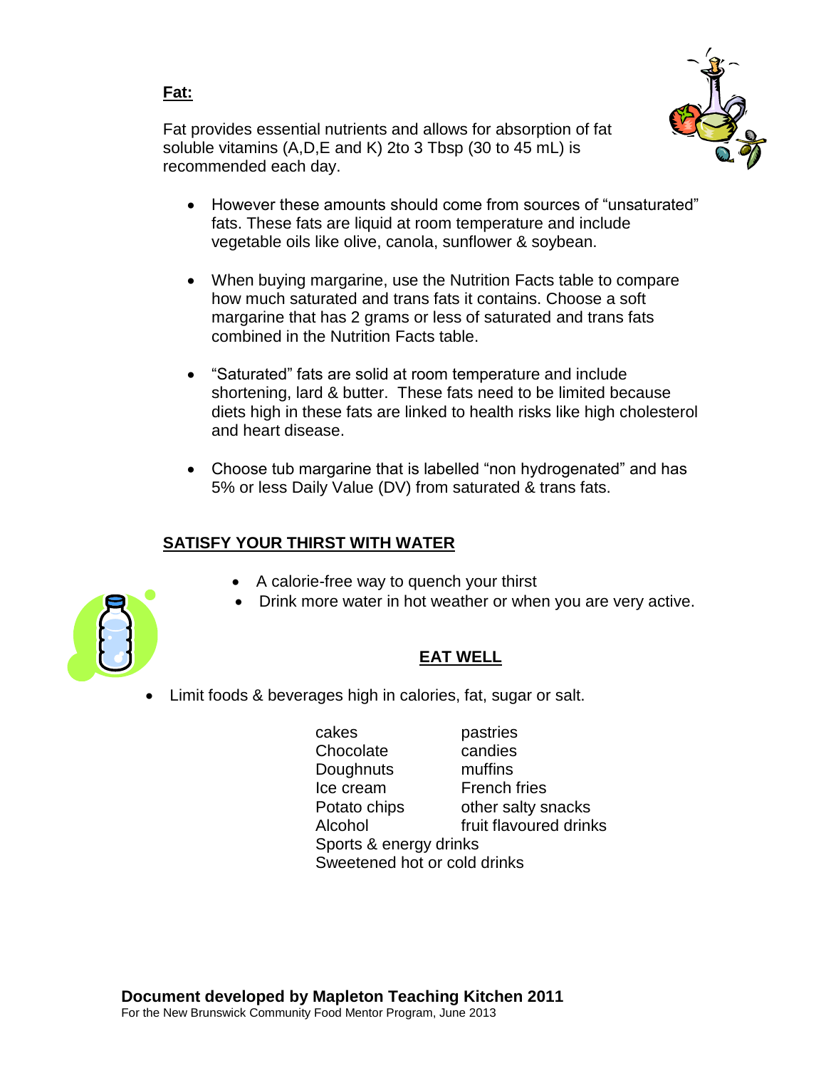**Fat:**

Fat provides essential nutrients and allows for absorption of fat soluble vitamins (A,D,E and K) 2to 3 Tbsp (30 to 45 mL) is recommended each day.

- However these amounts should come from sources of "unsaturated" fats. These fats are liquid at room temperature and include vegetable oils like olive, canola, sunflower & soybean.
- When buying margarine, use the Nutrition Facts table to compare how much saturated and trans fats it contains. Choose a soft margarine that has 2 grams or less of saturated and trans fats combined in the Nutrition Facts table.
- "Saturated" fats are solid at room temperature and include shortening, lard & butter. These fats need to be limited because diets high in these fats are linked to health risks like high cholesterol and heart disease.
- Choose tub margarine that is labelled "non hydrogenated" and has 5% or less Daily Value (DV) from saturated & trans fats.

**SATISFY YOUR THIRST WITH WATER**

- A calorie-free way to quench your thirst
- Drink more water in hot weather or when you are very active.

**EAT WELL**

- Limit foods & beverages high in calories, fat, sugar or salt.

| | |
|---|---|
| cakes | pastries |
| Chocolate | candies |
| Doughnuts | muffins |
| Ice cream | French fries |
| Potato chips | other salty snacks |
| Alcohol | fruit flavoured drinks |
| Sports & energy drinks | |
| Sweetened hot or cold drinks | |

**Document developed by Mapleton Teaching Kitchen 2011**
For the New Brunswick Community Food Mentor Program, June 2013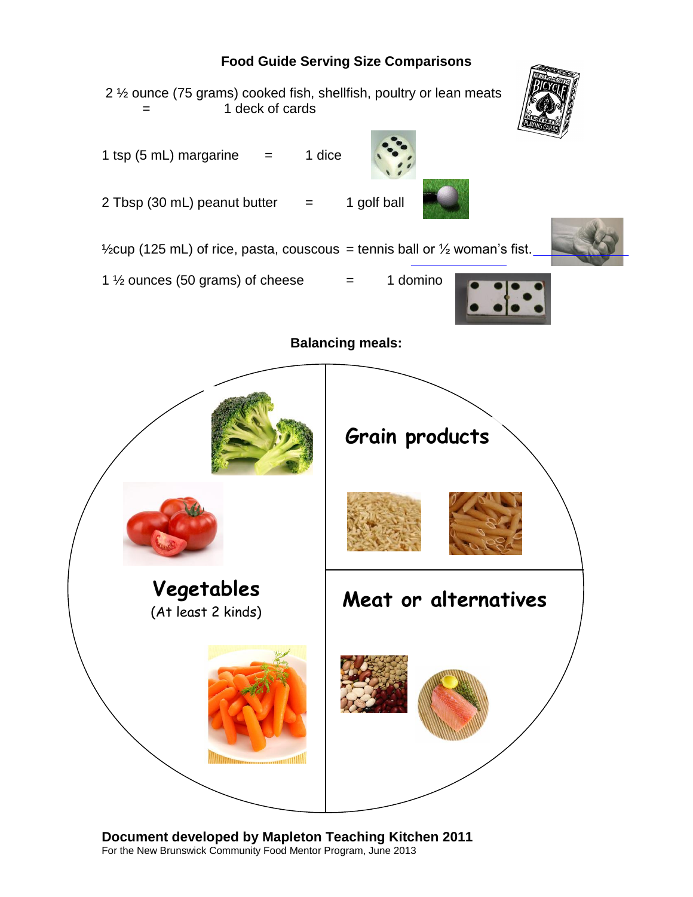## Food Guide Serving Size Comparisons

2 ½ ounce (75 grams) cooked fish, shellfish, poultry or lean meats = 1 deck of cards

1 tsp (5 mL) margarine = 1 dice

2 Tbsp (30 mL) peanut butter = 1 golf ball

½cup (125 mL) of rice, pasta, couscous = tennis ball or ½ woman's fist.

1 ½ ounces (50 grams) of cheese = 1 domino

## Balancing meals:

**Grain products**

**Vegetables**
(At least 2 kinds)

**Meat or alternatives**

**Document developed by Mapleton Teaching Kitchen 2011**
For the New Brunswick Community Food Mentor Program, June 2013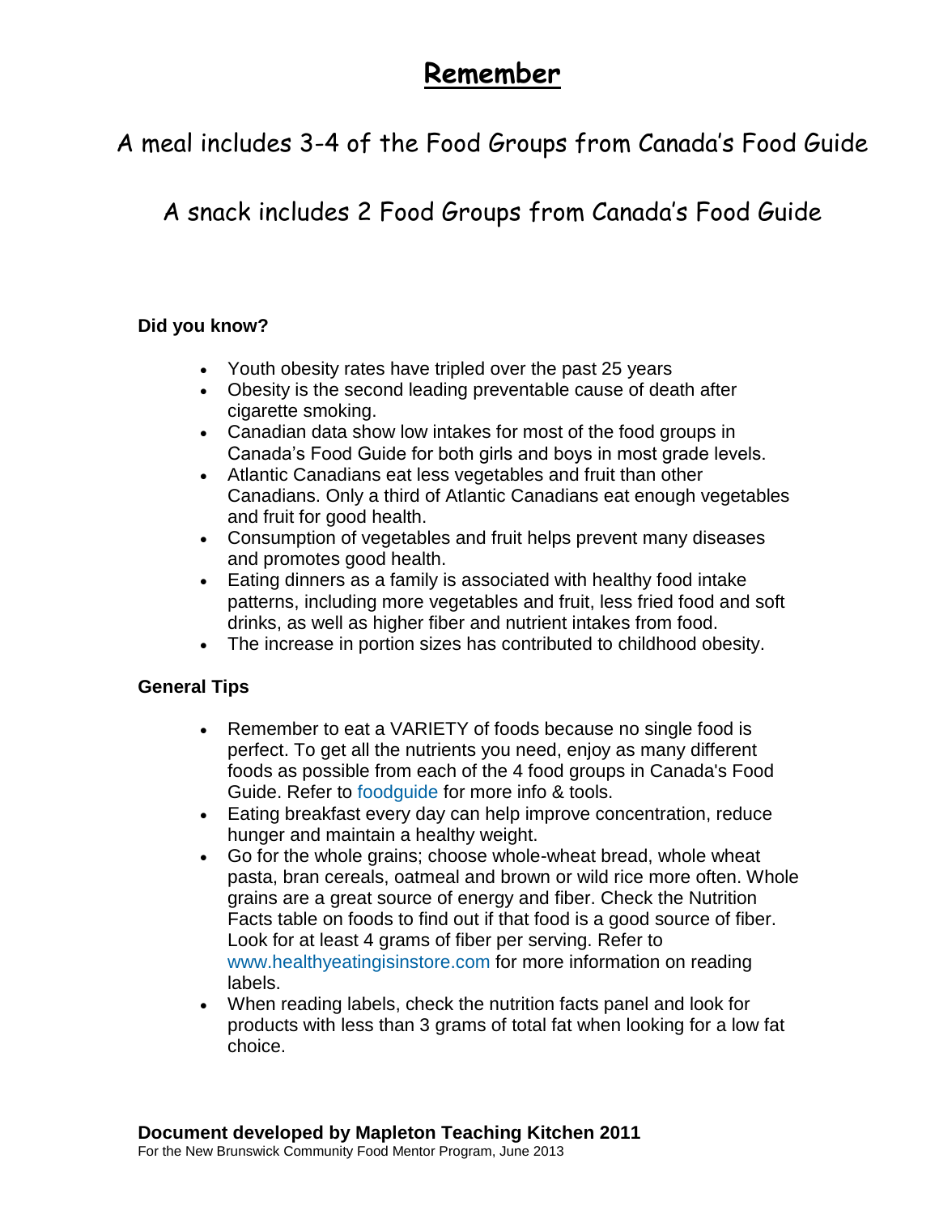# Remember

## A meal includes 3-4 of the Food Groups from Canada's Food Guide

## A snack includes 2 Food Groups from Canada's Food Guide

**Did you know?**

- Youth obesity rates have tripled over the past 25 years
- Obesity is the second leading preventable cause of death after cigarette smoking.
- Canadian data show low intakes for most of the food groups in Canada's Food Guide for both girls and boys in most grade levels.
- Atlantic Canadians eat less vegetables and fruit than other Canadians. Only a third of Atlantic Canadians eat enough vegetables and fruit for good health.
- Consumption of vegetables and fruit helps prevent many diseases and promotes good health.
- Eating dinners as a family is associated with healthy food intake patterns, including more vegetables and fruit, less fried food and soft drinks, as well as higher fiber and nutrient intakes from food.
- The increase in portion sizes has contributed to childhood obesity.

**General Tips**

- Remember to eat a VARIETY of foods because no single food is perfect. To get all the nutrients you need, enjoy as many different foods as possible from each of the 4 food groups in Canada's Food Guide. Refer to foodguide for more info & tools.
- Eating breakfast every day can help improve concentration, reduce hunger and maintain a healthy weight.
- Go for the whole grains; choose whole-wheat bread, whole wheat pasta, bran cereals, oatmeal and brown or wild rice more often. Whole grains are a great source of energy and fiber. Check the Nutrition Facts table on foods to find out if that food is a good source of fiber. Look for at least 4 grams of fiber per serving. Refer to www.healthyeatingisinstore.com for more information on reading labels.
- When reading labels, check the nutrition facts panel and look for products with less than 3 grams of total fat when looking for a low fat choice.

**Document developed by Mapleton Teaching Kitchen 2011**
For the New Brunswick Community Food Mentor Program, June 2013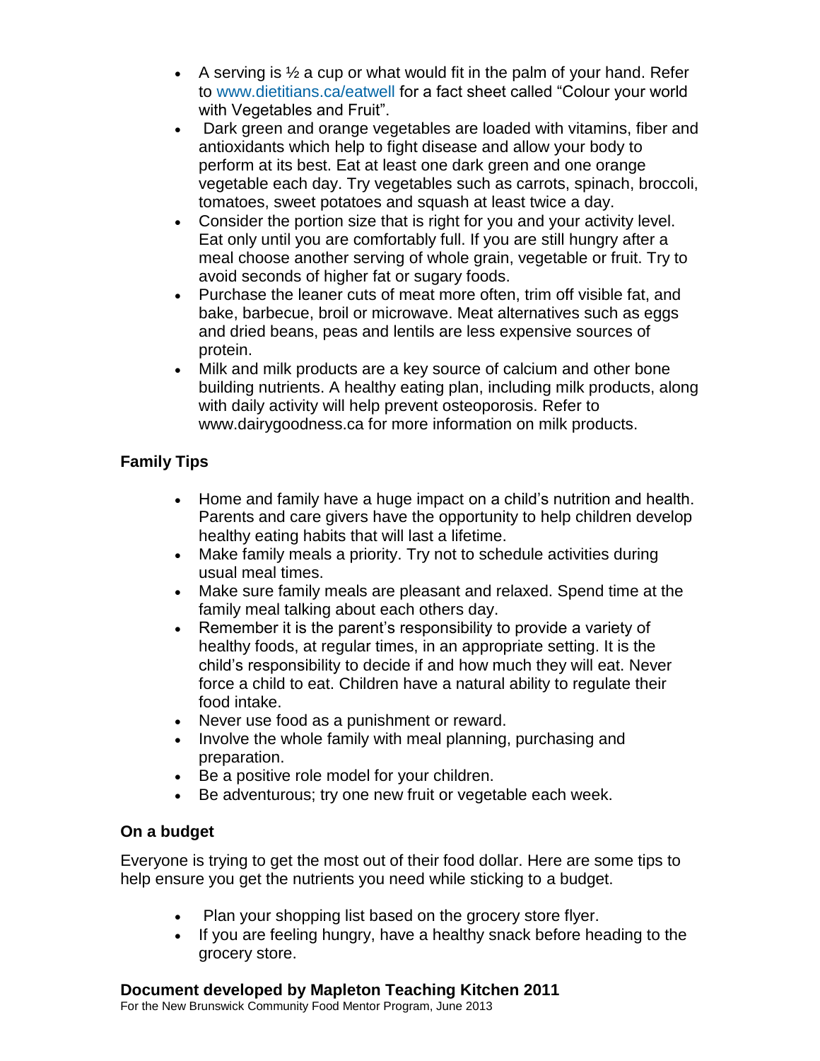- A serving is ½ a cup or what would fit in the palm of your hand. Refer to www.dietitians.ca/eatwell for a fact sheet called "Colour your world with Vegetables and Fruit".
- Dark green and orange vegetables are loaded with vitamins, fiber and antioxidants which help to fight disease and allow your body to perform at its best. Eat at least one dark green and one orange vegetable each day. Try vegetables such as carrots, spinach, broccoli, tomatoes, sweet potatoes and squash at least twice a day.
- Consider the portion size that is right for you and your activity level. Eat only until you are comfortably full. If you are still hungry after a meal choose another serving of whole grain, vegetable or fruit. Try to avoid seconds of higher fat or sugary foods.
- Purchase the leaner cuts of meat more often, trim off visible fat, and bake, barbecue, broil or microwave. Meat alternatives such as eggs and dried beans, peas and lentils are less expensive sources of protein.
- Milk and milk products are a key source of calcium and other bone building nutrients. A healthy eating plan, including milk products, along with daily activity will help prevent osteoporosis. Refer to www.dairygoodness.ca for more information on milk products.

**Family Tips**

- Home and family have a huge impact on a child's nutrition and health. Parents and care givers have the opportunity to help children develop healthy eating habits that will last a lifetime.
- Make family meals a priority. Try not to schedule activities during usual meal times.
- Make sure family meals are pleasant and relaxed. Spend time at the family meal talking about each others day.
- Remember it is the parent's responsibility to provide a variety of healthy foods, at regular times, in an appropriate setting. It is the child's responsibility to decide if and how much they will eat. Never force a child to eat. Children have a natural ability to regulate their food intake.
- Never use food as a punishment or reward.
- Involve the whole family with meal planning, purchasing and preparation.
- Be a positive role model for your children.
- Be adventurous; try one new fruit or vegetable each week.

**On a budget**

Everyone is trying to get the most out of their food dollar. Here are some tips to help ensure you get the nutrients you need while sticking to a budget.

- Plan your shopping list based on the grocery store flyer.
- If you are feeling hungry, have a healthy snack before heading to the grocery store.

**Document developed by Mapleton Teaching Kitchen 2011**
For the New Brunswick Community Food Mentor Program, June 2013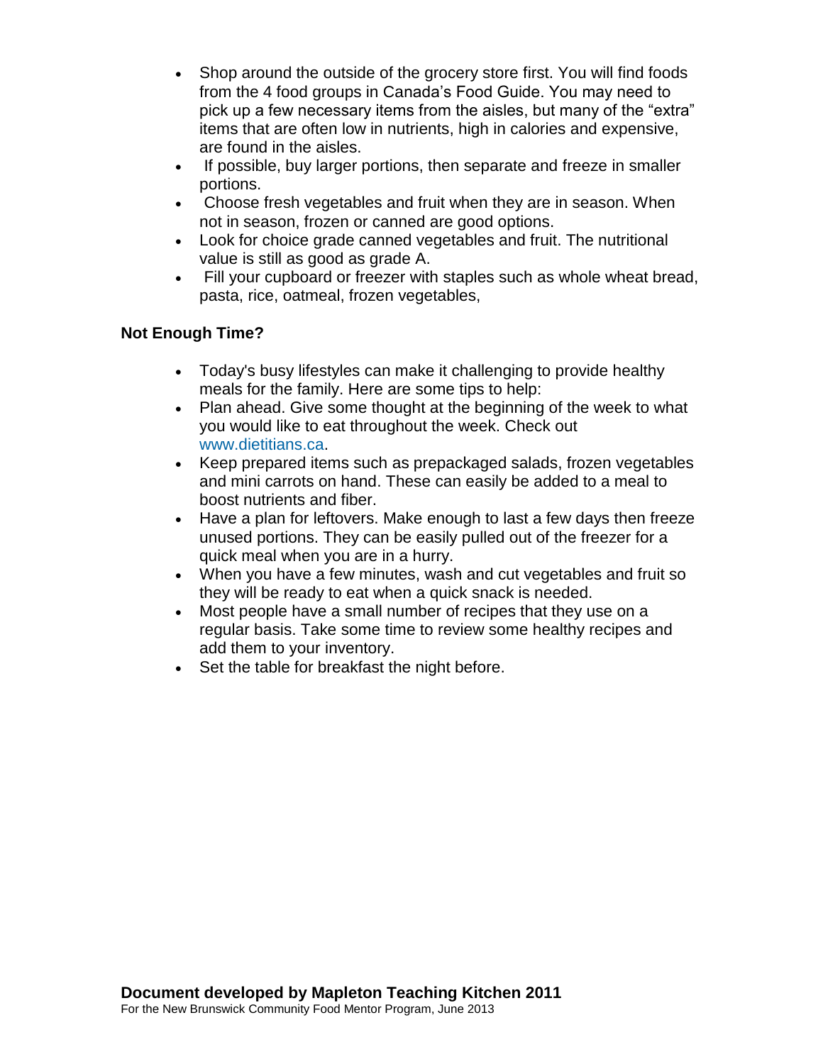- Shop around the outside of the grocery store first. You will find foods from the 4 food groups in Canada's Food Guide. You may need to pick up a few necessary items from the aisles, but many of the "extra" items that are often low in nutrients, high in calories and expensive, are found in the aisles.
- If possible, buy larger portions, then separate and freeze in smaller portions.
- Choose fresh vegetables and fruit when they are in season. When not in season, frozen or canned are good options.
- Look for choice grade canned vegetables and fruit. The nutritional value is still as good as grade A.
- Fill your cupboard or freezer with staples such as whole wheat bread, pasta, rice, oatmeal, frozen vegetables,

**Not Enough Time?**

- Today's busy lifestyles can make it challenging to provide healthy meals for the family. Here are some tips to help:
- Plan ahead. Give some thought at the beginning of the week to what you would like to eat throughout the week. Check out www.dietitians.ca.
- Keep prepared items such as prepackaged salads, frozen vegetables and mini carrots on hand. These can easily be added to a meal to boost nutrients and fiber.
- Have a plan for leftovers. Make enough to last a few days then freeze unused portions. They can be easily pulled out of the freezer for a quick meal when you are in a hurry.
- When you have a few minutes, wash and cut vegetables and fruit so they will be ready to eat when a quick snack is needed.
- Most people have a small number of recipes that they use on a regular basis. Take some time to review some healthy recipes and add them to your inventory.
- Set the table for breakfast the night before.

**Document developed by Mapleton Teaching Kitchen 2011**
For the New Brunswick Community Food Mentor Program, June 2013